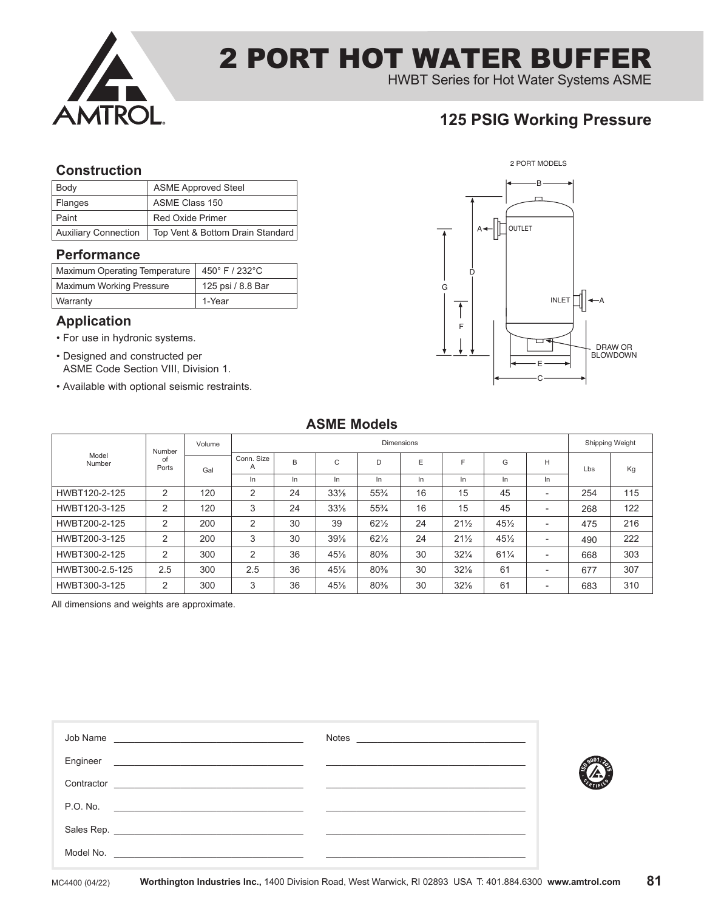# 2 PORT HOT WATER BUFFER

HWBT Series for Hot Water Systems ASME

## 125 PSIG Working Pressure

### Construction

| Body | ASME Approved Steel |
| --- | --- |
| Flanges | ASME Class 150 |
| Paint | Red Oxide Primer |
| Auxiliary Connection | Top Vent & Bottom Drain Standard |

### Performance

| Maximum Operating Temperature | 450° F / 232°C |
| --- | --- |
| Maximum Working Pressure | 125 psi / 8.8 Bar |
| Warranty | 1-Year |

### Application

- For use in hydronic systems.
- Designed and constructed per ASME Code Section VIII, Division 1.
- Available with optional seismic restraints.

2 PORT MODELS

## ASME Models

| Model Number | Number of Ports | Volume | Dimensions | | | | | | | | Shipping Weight | |
| --- | --- | --- | --- | --- | --- | --- | --- | --- | --- | --- | --- | --- |
| | | Gal | Conn. Size A | B | C | D | E | F | G | H | Lbs | Kg |
| | | | In | In | In | In | In | In | In | In | | |
| HWBT120-2-125 | 2 | 120 | 2 | 24 | 33⅛ | 55¾ | 16 | 15 | 45 | - | 254 | 115 |
| HWBT120-3-125 | 2 | 120 | 3 | 24 | 33⅛ | 55¾ | 16 | 15 | 45 | - | 268 | 122 |
| HWBT200-2-125 | 2 | 200 | 2 | 30 | 39 | 62½ | 24 | 21½ | 45½ | - | 475 | 216 |
| HWBT200-3-125 | 2 | 200 | 3 | 30 | 39⅛ | 62½ | 24 | 21½ | 45½ | - | 490 | 222 |
| HWBT300-2-125 | 2 | 300 | 2 | 36 | 45⅛ | 80⅜ | 30 | 32¼ | 61¼ | - | 668 | 303 |
| HWBT300-2.5-125 | 2.5 | 300 | 2.5 | 36 | 45⅛ | 80⅜ | 30 | 32⅛ | 61 | - | 677 | 307 |
| HWBT300-3-125 | 2 | 300 | 3 | 36 | 45⅛ | 80⅜ | 30 | 32⅛ | 61 | - | 683 | 310 |

All dimensions and weights are approximate.

Job Name ______________________ Notes ______________________

Engineer ______________________

Contractor ______________________

P.O. No. ______________________

Sales Rep. ______________________

Model No. ______________________

MC4400 (04/22) **Worthington Industries Inc.,** 1400 Division Road, West Warwick, RI 02893 USA T: 401.884.6300 **www.amtrol.com**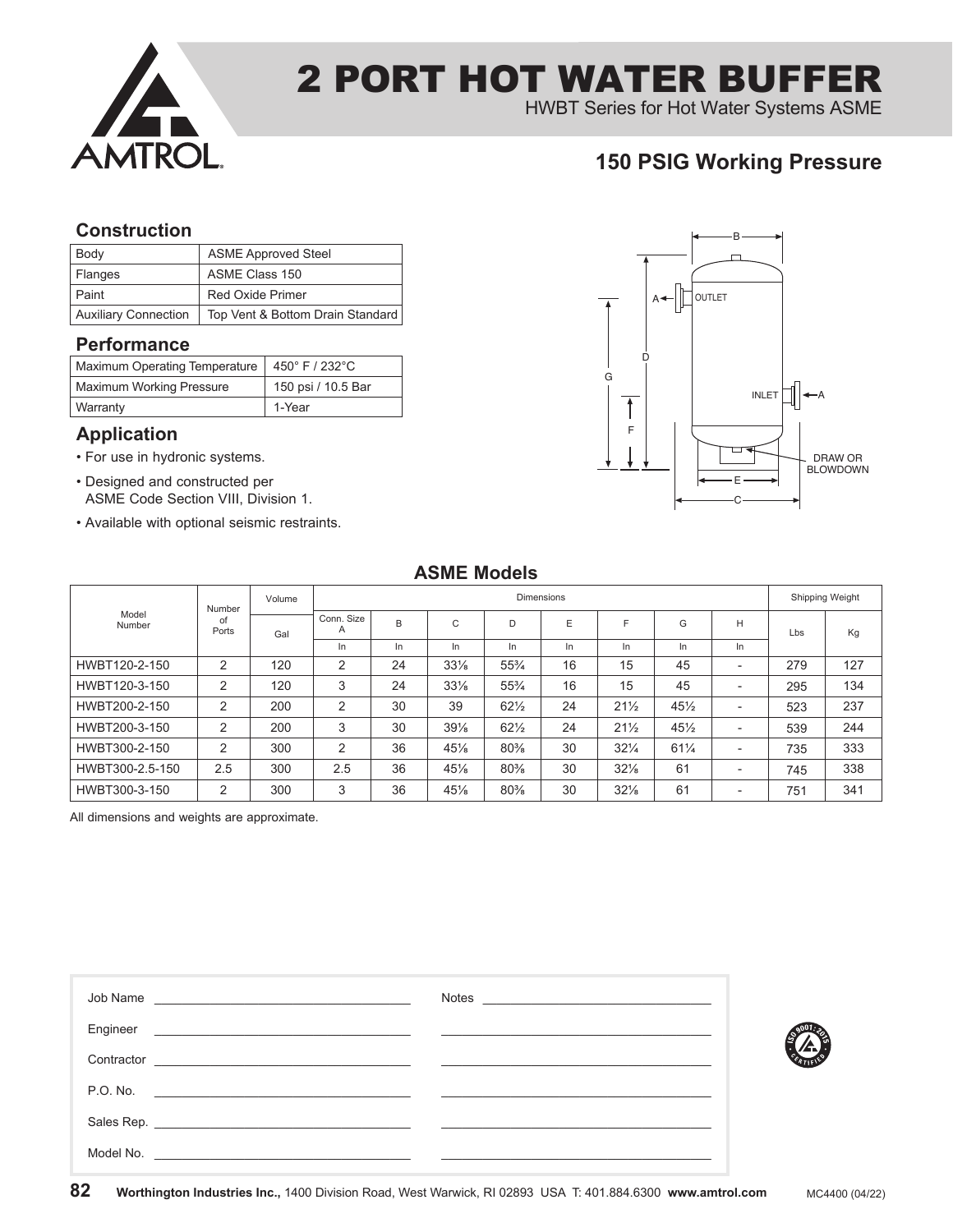# 2 PORT HOT WATER BUFFER

HWBT Series for Hot Water Systems ASME

## 150 PSIG Working Pressure

### Construction

| Body | ASME Approved Steel |
|---|---|
| Flanges | ASME Class 150 |
| Paint | Red Oxide Primer |
| Auxiliary Connection | Top Vent & Bottom Drain Standard |

### Performance

| Maximum Operating Temperature | 450° F / 232°C |
|---|---|
| Maximum Working Pressure | 150 psi / 10.5 Bar |
| Warranty | 1-Year |

### Application

- For use in hydronic systems.
- Designed and constructed per ASME Code Section VIII, Division 1.
- Available with optional seismic restraints.

## ASME Models

| Model Number | Number of Ports | Volume | Dimensions | | | | | | | | Shipping Weight | |
|---|---|---|---|---|---|---|---|---|---|---|---|---|
| | | Gal | Conn. Size A | B | C | D | E | F | G | H | Lbs | Kg |
| | | | In | In | In | In | In | In | In | In | | |
| HWBT120-2-150 | 2 | 120 | 2 | 24 | 33⅛ | 55¾ | 16 | 15 | 45 | - | 279 | 127 |
| HWBT120-3-150 | 2 | 120 | 3 | 24 | 33⅛ | 55¾ | 16 | 15 | 45 | - | 295 | 134 |
| HWBT200-2-150 | 2 | 200 | 2 | 30 | 39 | 62½ | 24 | 21½ | 45½ | - | 523 | 237 |
| HWBT200-3-150 | 2 | 200 | 3 | 30 | 39⅛ | 62½ | 24 | 21½ | 45½ | - | 539 | 244 |
| HWBT300-2-150 | 2 | 300 | 2 | 36 | 45⅛ | 80⅜ | 30 | 32¼ | 61¼ | - | 735 | 333 |
| HWBT300-2.5-150 | 2.5 | 300 | 2.5 | 36 | 45⅛ | 80⅜ | 30 | 32⅛ | 61 | - | 745 | 338 |
| HWBT300-3-150 | 2 | 300 | 3 | 36 | 45⅛ | 80⅜ | 30 | 32⅛ | 61 | - | 751 | 341 |

All dimensions and weights are approximate.

Job Name ______________________ Notes ______________________

Engineer ______________________

Contractor ______________________

P.O. No. ______________________

Sales Rep. ______________________

Model No. ______________________

**Worthington Industries Inc.,** 1400 Division Road, West Warwick, RI 02893 USA T: 401.884.6300 **www.amtrol.com** MC4400 (04/22)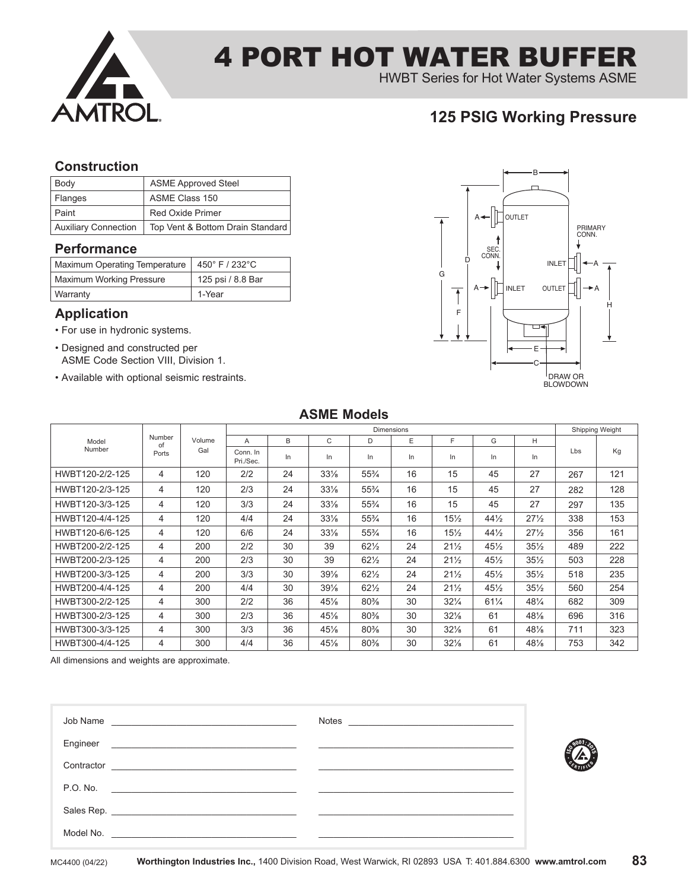# 4 PORT HOT WATER BUFFER

HWBT Series for Hot Water Systems ASME

## 125 PSIG Working Pressure

### Construction

| Body | ASME Approved Steel |
|---|---|
| Flanges | ASME Class 150 |
| Paint | Red Oxide Primer |
| Auxiliary Connection | Top Vent & Bottom Drain Standard |

### Performance

| Maximum Operating Temperature | 450° F / 232°C |
|---|---|
| Maximum Working Pressure | 125 psi / 8.8 Bar |
| Warranty | 1-Year |

### Application

- For use in hydronic systems.
- Designed and constructed per ASME Code Section VIII, Division 1.
- Available with optional seismic restraints.

### ASME Models

| Model Number | Number of Ports | Volume Gal | Dimensions | | | | | | | | Shipping Weight | |
|---|---|---|---|---|---|---|---|---|---|---|---|---|
| | | | A | B | C | D | E | F | G | H | | |
| | | | Conn. In Pri./Sec. | In | In | In | In | In | In | In | Lbs | Kg |
| HWBT120-2/2-125 | 4 | 120 | 2/2 | 24 | 33⅛ | 55¾ | 16 | 15 | 45 | 27 | 267 | 121 |
| HWBT120-2/3-125 | 4 | 120 | 2/3 | 24 | 33⅛ | 55¾ | 16 | 15 | 45 | 27 | 282 | 128 |
| HWBT120-3/3-125 | 4 | 120 | 3/3 | 24 | 33⅛ | 55¾ | 16 | 15 | 45 | 27 | 297 | 135 |
| HWBT120-4/4-125 | 4 | 120 | 4/4 | 24 | 33⅛ | 55¾ | 16 | 15½ | 44½ | 27½ | 338 | 153 |
| HWBT120-6/6-125 | 4 | 120 | 6/6 | 24 | 33⅛ | 55¾ | 16 | 15½ | 44½ | 27½ | 356 | 161 |
| HWBT200-2/2-125 | 4 | 200 | 2/2 | 30 | 39 | 62½ | 24 | 21½ | 45½ | 35½ | 489 | 222 |
| HWBT200-2/3-125 | 4 | 200 | 2/3 | 30 | 39 | 62½ | 24 | 21½ | 45½ | 35½ | 503 | 228 |
| HWBT200-3/3-125 | 4 | 200 | 3/3 | 30 | 39⅛ | 62½ | 24 | 21½ | 45½ | 35½ | 518 | 235 |
| HWBT200-4/4-125 | 4 | 200 | 4/4 | 30 | 39⅛ | 62½ | 24 | 21½ | 45½ | 35½ | 560 | 254 |
| HWBT300-2/2-125 | 4 | 300 | 2/2 | 36 | 45⅛ | 80⅜ | 30 | 32¼ | 61¼ | 48¼ | 682 | 309 |
| HWBT300-2/3-125 | 4 | 300 | 2/3 | 36 | 45⅛ | 80⅜ | 30 | 32⅛ | 61 | 48⅛ | 696 | 316 |
| HWBT300-3/3-125 | 4 | 300 | 3/3 | 36 | 45⅛ | 80⅜ | 30 | 32⅛ | 61 | 48⅛ | 711 | 323 |
| HWBT300-4/4-125 | 4 | 300 | 4/4 | 36 | 45⅛ | 80⅜ | 30 | 32⅛ | 61 | 48⅛ | 753 | 342 |

All dimensions and weights are approximate.

Job Name ______________________ Notes ______________________

Engineer ______________________

Contractor ______________________

P.O. No. ______________________

Sales Rep. ______________________

Model No. ______________________

MC4400 (04/22) **Worthington Industries Inc.,** 1400 Division Road, West Warwick, RI 02893 USA T: 401.884.6300 **www.amtrol.com**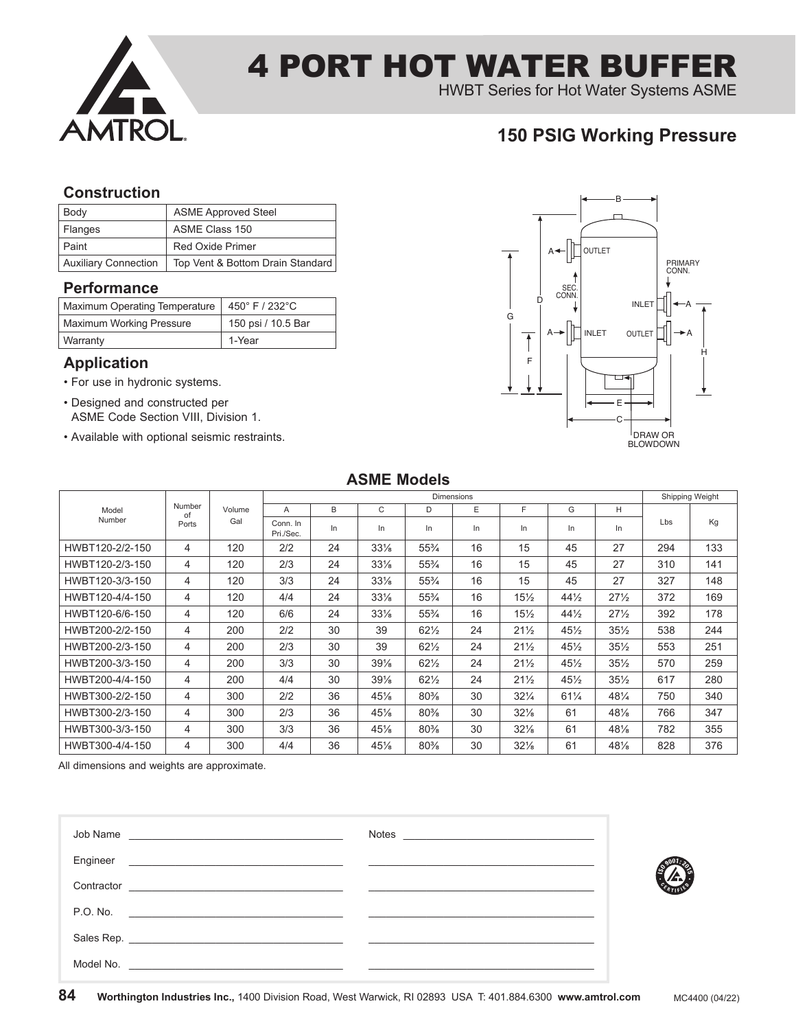# 4 PORT HOT WATER BUFFER

HWBT Series for Hot Water Systems ASME

## 150 PSIG Working Pressure

### Construction

| | |
|---|---|
| Body | ASME Approved Steel |
| Flanges | ASME Class 150 |
| Paint | Red Oxide Primer |
| Auxiliary Connection | Top Vent & Bottom Drain Standard |

### Performance

| | |
|---|---|
| Maximum Operating Temperature | 450° F / 232°C |
| Maximum Working Pressure | 150 psi / 10.5 Bar |
| Warranty | 1-Year |

### Application

- For use in hydronic systems.
- Designed and constructed per ASME Code Section VIII, Division 1.
- Available with optional seismic restraints.

B
A
OUTLET
PRIMARY CONN.
SEC. CONN.
D
INLET
A
G
A
INLET
OUTLET
A
H
F
E
C
DRAW OR BLOWDOWN

## ASME Models

| Model Number | Number of Ports | Volume Gal | Dimensions | | | | | | | | Shipping Weight | |
|---|---|---|---|---|---|---|---|---|---|---|---|---|
| | | | A | B | C | D | E | F | G | H | Lbs | Kg |
| | | | Conn. In Pri./Sec. | In | In | In | In | In | In | In | | |
| HWBT120-2/2-150 | 4 | 120 | 2/2 | 24 | 33⅛ | 55¾ | 16 | 15 | 45 | 27 | 294 | 133 |
| HWBT120-2/3-150 | 4 | 120 | 2/3 | 24 | 33⅛ | 55¾ | 16 | 15 | 45 | 27 | 310 | 141 |
| HWBT120-3/3-150 | 4 | 120 | 3/3 | 24 | 33⅛ | 55¾ | 16 | 15 | 45 | 27 | 327 | 148 |
| HWBT120-4/4-150 | 4 | 120 | 4/4 | 24 | 33⅛ | 55¾ | 16 | 15½ | 44½ | 27½ | 372 | 169 |
| HWBT120-6/6-150 | 4 | 120 | 6/6 | 24 | 33⅛ | 55¾ | 16 | 15½ | 44½ | 27½ | 392 | 178 |
| HWBT200-2/2-150 | 4 | 200 | 2/2 | 30 | 39 | 62½ | 24 | 21½ | 45½ | 35½ | 538 | 244 |
| HWBT200-2/3-150 | 4 | 200 | 2/3 | 30 | 39 | 62½ | 24 | 21½ | 45½ | 35½ | 553 | 251 |
| HWBT200-3/3-150 | 4 | 200 | 3/3 | 30 | 39⅛ | 62½ | 24 | 21½ | 45½ | 35½ | 570 | 259 |
| HWBT200-4/4-150 | 4 | 200 | 4/4 | 30 | 39⅛ | 62½ | 24 | 21½ | 45½ | 35½ | 617 | 280 |
| HWBT300-2/2-150 | 4 | 300 | 2/2 | 36 | 45⅛ | 80⅜ | 30 | 32¼ | 61¼ | 48¼ | 750 | 340 |
| HWBT300-2/3-150 | 4 | 300 | 2/3 | 36 | 45⅛ | 80⅜ | 30 | 32⅛ | 61 | 48⅛ | 766 | 347 |
| HWBT300-3/3-150 | 4 | 300 | 3/3 | 36 | 45⅛ | 80⅜ | 30 | 32⅛ | 61 | 48⅛ | 782 | 355 |
| HWBT300-4/4-150 | 4 | 300 | 4/4 | 36 | 45⅛ | 80⅜ | 30 | 32⅛ | 61 | 48⅛ | 828 | 376 |

All dimensions and weights are approximate.

Job Name ______________________ Notes ______________________

Engineer ______________________

Contractor ______________________

P.O. No. ______________________

Sales Rep. ______________________

Model No. ______________________

**Worthington Industries Inc.,** 1400 Division Road, West Warwick, RI 02893 USA T: 401.884.6300 **www.amtrol.com** MC4400 (04/22)